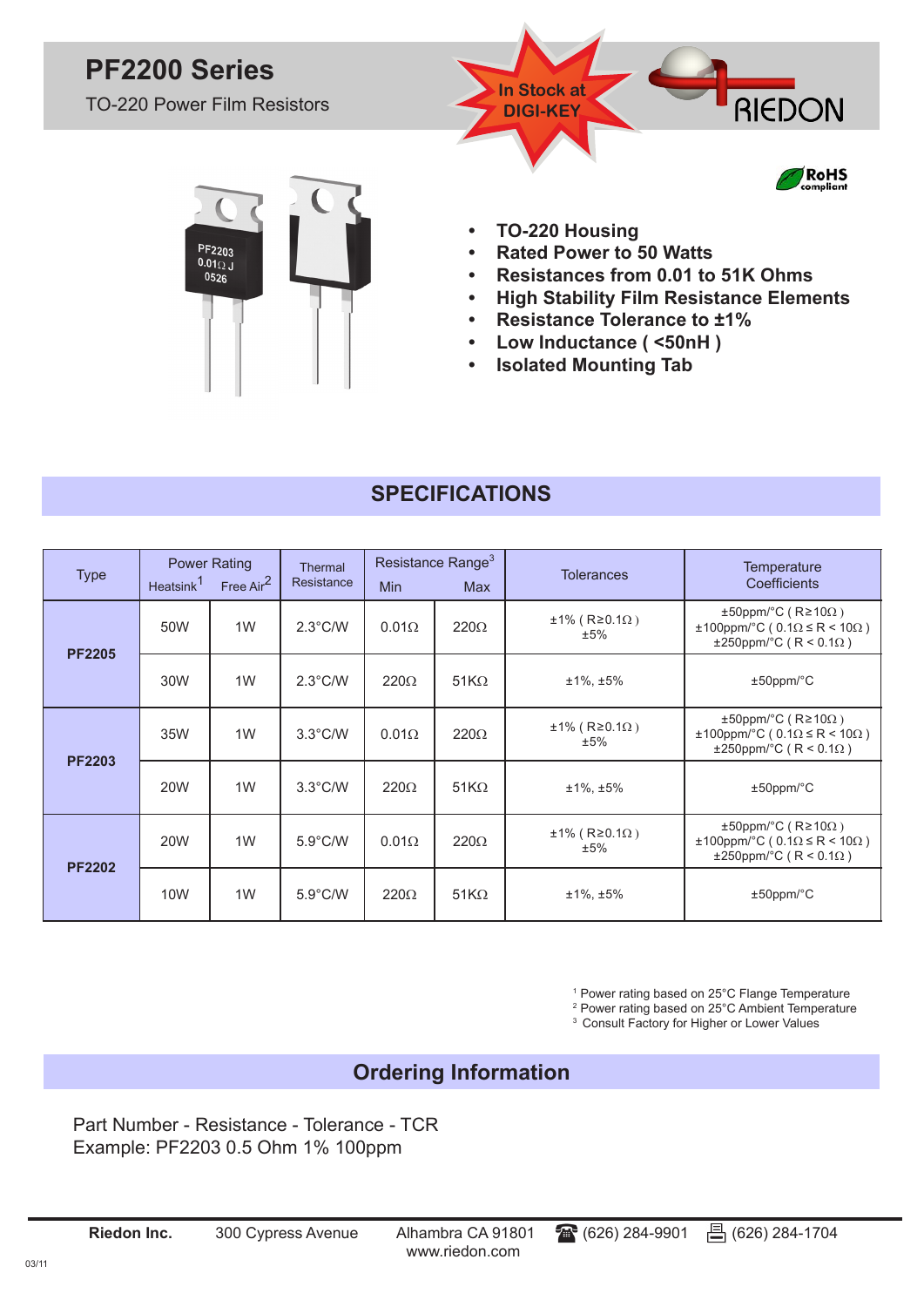# PF2200 Series

TO-220 Power Film Resistors

In Stock at DIGI-KEY

RIEDON

RoHS compliant

- TO-220 Housing
- Rated Power to 50 Watts
- Resistances from 0.01 to 51K Ohms
- High Stability Film Resistance Elements
- Resistance Tolerance to ±1%
- Low Inductance ( <50nH )
- Isolated Mounting Tab

## SPECIFICATIONS

| Type | Power Rating | | Thermal Resistance | Resistance Range[3] | | Tolerances | Temperature Coefficients |
|---|---|---|---|---|---|---|---|
| | Heatsink[1] | Free Air[2] | | Min | Max | | |
| PF2205 | 50W | 1W | 2.3°C/W | 0.01Ω | 220Ω | ±1% ( R≥0.1Ω ) ±5% | ±50ppm/°C ( R≥10Ω ) ±100ppm/°C ( 0.1Ω ≤ R < 10Ω ) ±250ppm/°C ( R < 0.1Ω ) |
| | 30W | 1W | 2.3°C/W | 220Ω | 51KΩ | ±1%, ±5% | ±50ppm/°C |
| PF2203 | 35W | 1W | 3.3°C/W | 0.01Ω | 220Ω | ±1% ( R≥0.1Ω ) ±5% | ±50ppm/°C ( R≥10Ω ) ±100ppm/°C ( 0.1Ω ≤ R < 10Ω ) ±250ppm/°C ( R < 0.1Ω ) |
| | 20W | 1W | 3.3°C/W | 220Ω | 51KΩ | ±1%, ±5% | ±50ppm/°C |
| PF2202 | 20W | 1W | 5.9°C/W | 0.01Ω | 220Ω | ±1% ( R≥0.1Ω ) ±5% | ±50ppm/°C ( R≥10Ω ) ±100ppm/°C ( 0.1Ω ≤ R < 10Ω ) ±250ppm/°C ( R < 0.1Ω ) |
| | 10W | 1W | 5.9°C/W | 220Ω | 51KΩ | ±1%, ±5% | ±50ppm/°C |

[1] Power rating based on 25°C Flange Temperature
[2] Power rating based on 25°C Ambient Temperature
[3] Consult Factory for Higher or Lower Values

## Ordering Information

Part Number - Resistance - Tolerance - TCR
Example: PF2203 0.5 Ohm 1% 100ppm

**Riedon Inc.** 300 Cypress Avenue Alhambra CA 91801 (626) 284-9901 (626) 284-1704
www.riedon.com

03/11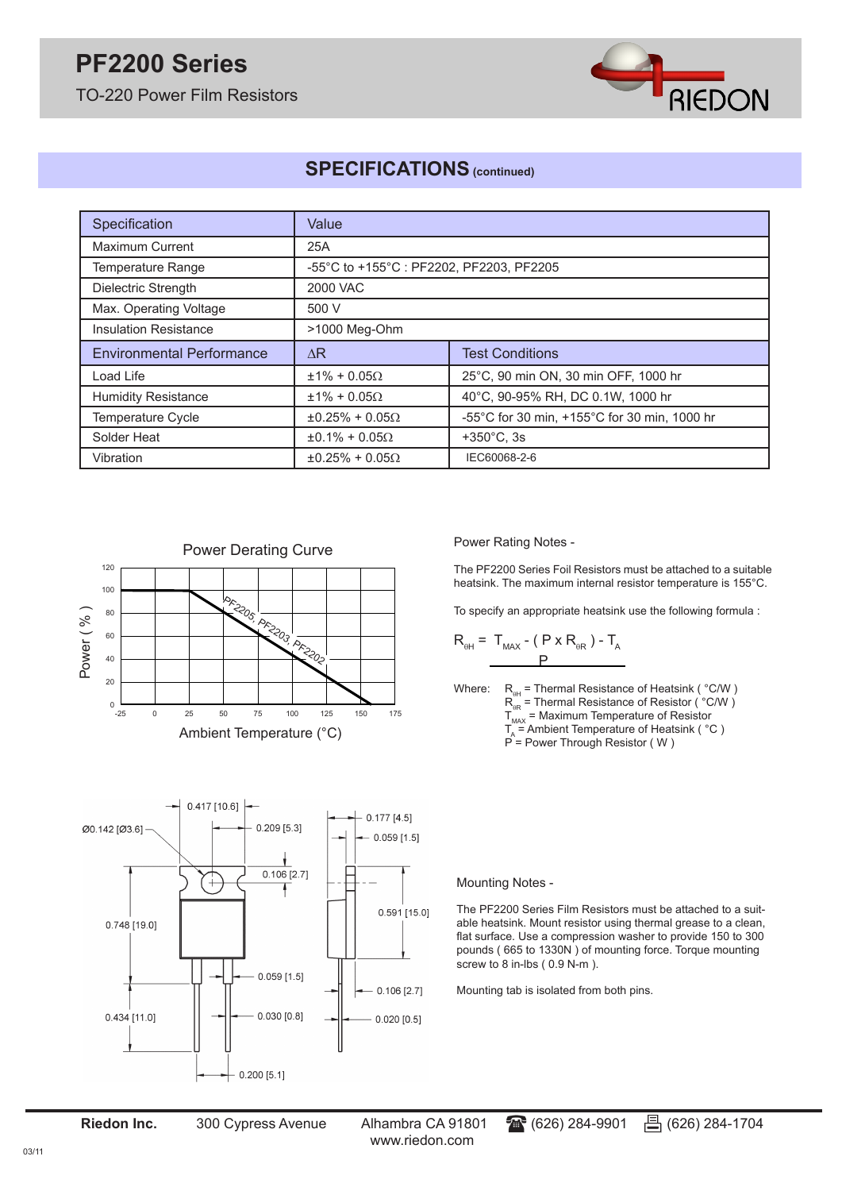# PF2200 Series

TO-220 Power Film Resistors

## SPECIFICATIONS (continued)

| Specification | Value | |
|---|---|---|
| Maximum Current | 25A | |
| Temperature Range | -55°C to +155°C : PF2202, PF2203, PF2205 | |
| Dielectric Strength | 2000 VAC | |
| Max. Operating Voltage | 500 V | |
| Insulation Resistance | >1000 Meg-Ohm | |
| **Environmental Performance** | **ΔR** | **Test Conditions** |
| Load Life | ±1% + 0.05Ω | 25°C, 90 min ON, 30 min OFF, 1000 hr |
| Humidity Resistance | ±1% + 0.05Ω | 40°C, 90-95% RH, DC 0.1W, 1000 hr |
| Temperature Cycle | ±0.25% + 0.05Ω | -55°C for 30 min, +155°C for 30 min, 1000 hr |
| Solder Heat | ±0.1% + 0.05Ω | +350°C, 3s |
| Vibration | ±0.25% + 0.05Ω | IEC60068-2-6 |

Power Derating Curve

Power ( % )

120
100
80
60
40
20
0

-25 0 25 50 75 100 125 150 175

PF2205, PF2203, PF2202

Ambient Temperature (°C)

Power Rating Notes -

The PF2200 Series Foil Resistors must be attached to a suitable heatsink. The maximum internal resistor temperature is 155°C.

To specify an appropriate heatsink use the following formula :

$$R_{\theta H} = \frac{T_{MAX} - ( P \times R_{\theta R} ) - T_A}{P}$$

Where:
- $R_{\theta H}$ = Thermal Resistance of Heatsink ( °C/W )
- $R_{\theta R}$ = Thermal Resistance of Resistor ( °C/W )
- $T_{MAX}$ = Maximum Temperature of Resistor
- $T_A$ = Ambient Temperature of Heatsink ( °C )
- P = Power Through Resistor ( W )

0.417 [10.6]
Ø0.142 [Ø3.6]
0.209 [5.3]
0.106 [2.7]
0.748 [19.0]
0.059 [1.5]
0.434 [11.0]
0.030 [0.8]
0.200 [5.1]
0.177 [4.5]
0.059 [1.5]
0.591 [15.0]
0.106 [2.7]
0.020 [0.5]

Mounting Notes -

The PF2200 Series Film Resistors must be attached to a suitable heatsink. Mount resistor using thermal grease to a clean, flat surface. Use a compression washer to provide 150 to 300 pounds ( 665 to 1330N ) of mounting force. Torque mounting screw to 8 in-lbs ( 0.9 N-m ).

Mounting tab is isolated from both pins.

**Riedon Inc.** 300 Cypress Avenue Alhambra CA 91801 (626) 284-9901 (626) 284-1704 www.riedon.com

03/11